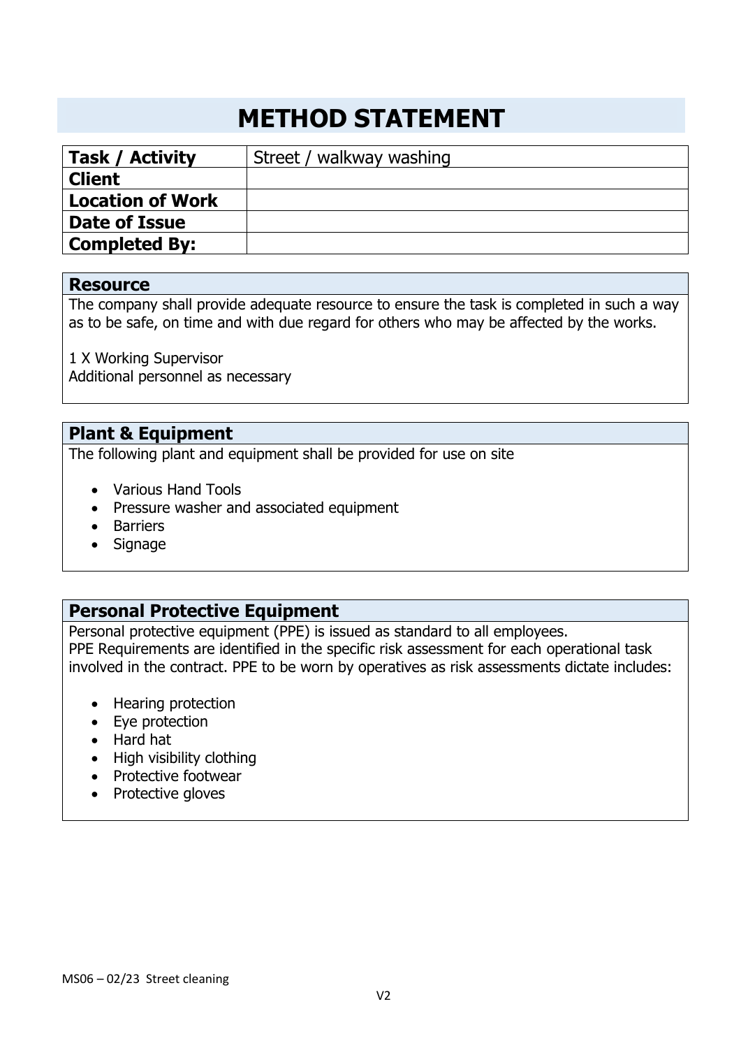# METHOD STATEMENT

| **Task / Activity** | Street / walkway washing |
|---|---|
| **Client** | |
| **Location of Work** | |
| **Date of Issue** | |
| **Completed By:** | |

## Resource

The company shall provide adequate resource to ensure the task is completed in such a way as to be safe, on time and with due regard for others who may be affected by the works.

1 X Working Supervisor
Additional personnel as necessary

## Plant & Equipment

The following plant and equipment shall be provided for use on site

- Various Hand Tools
- Pressure washer and associated equipment
- Barriers
- Signage

## Personal Protective Equipment

Personal protective equipment (PPE) is issued as standard to all employees.
PPE Requirements are identified in the specific risk assessment for each operational task involved in the contract. PPE to be worn by operatives as risk assessments dictate includes:

- Hearing protection
- Eye protection
- Hard hat
- High visibility clothing
- Protective footwear
- Protective gloves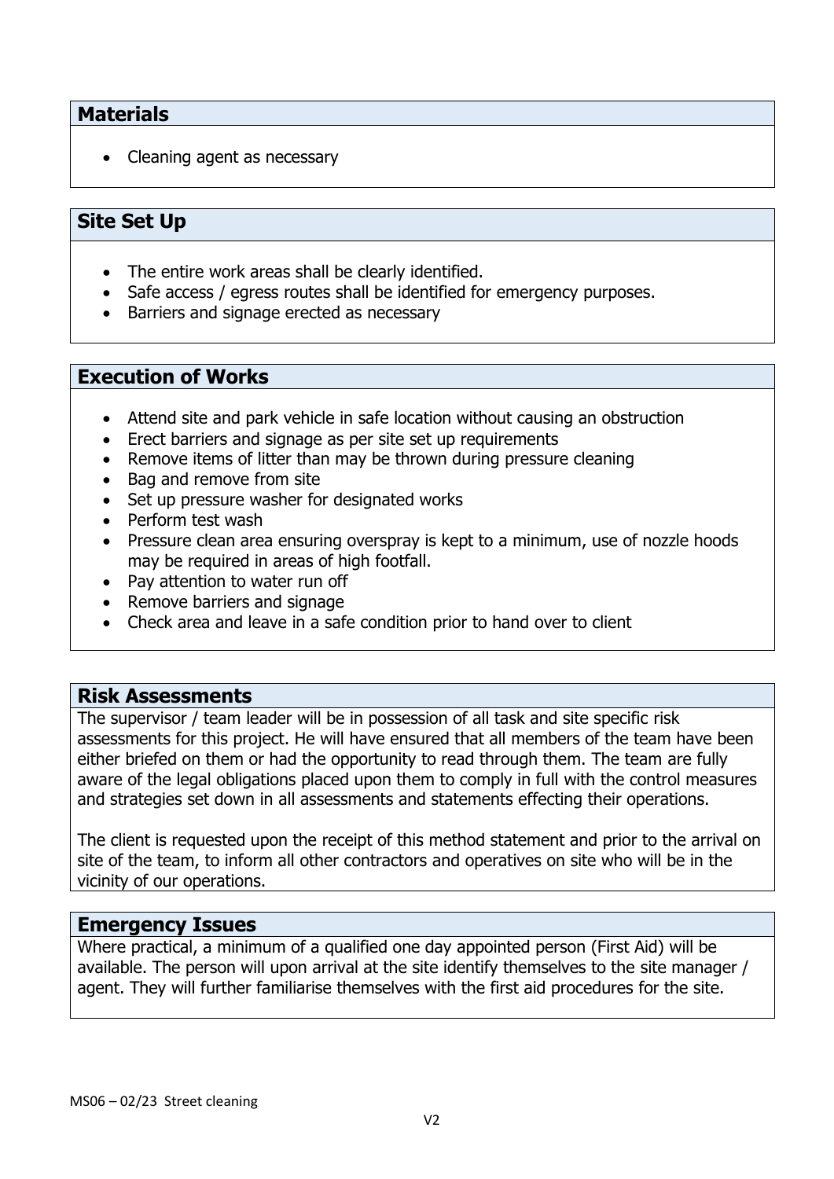## Materials

- Cleaning agent as necessary

## Site Set Up

- The entire work areas shall be clearly identified.
- Safe access / egress routes shall be identified for emergency purposes.
- Barriers and signage erected as necessary

## Execution of Works

- Attend site and park vehicle in safe location without causing an obstruction
- Erect barriers and signage as per site set up requirements
- Remove items of litter than may be thrown during pressure cleaning
- Bag and remove from site
- Set up pressure washer for designated works
- Perform test wash
- Pressure clean area ensuring overspray is kept to a minimum, use of nozzle hoods may be required in areas of high footfall.
- Pay attention to water run off
- Remove barriers and signage
- Check area and leave in a safe condition prior to hand over to client

## Risk Assessments

The supervisor / team leader will be in possession of all task and site specific risk assessments for this project. He will have ensured that all members of the team have been either briefed on them or had the opportunity to read through them. The team are fully aware of the legal obligations placed upon them to comply in full with the control measures and strategies set down in all assessments and statements effecting their operations.

The client is requested upon the receipt of this method statement and prior to the arrival on site of the team, to inform all other contractors and operatives on site who will be in the vicinity of our operations.

## Emergency Issues

Where practical, a minimum of a qualified one day appointed person (First Aid) will be available. The person will upon arrival at the site identify themselves to the site manager / agent. They will further familiarise themselves with the first aid procedures for the site.

MS06 – 02/23 Street cleaning

V2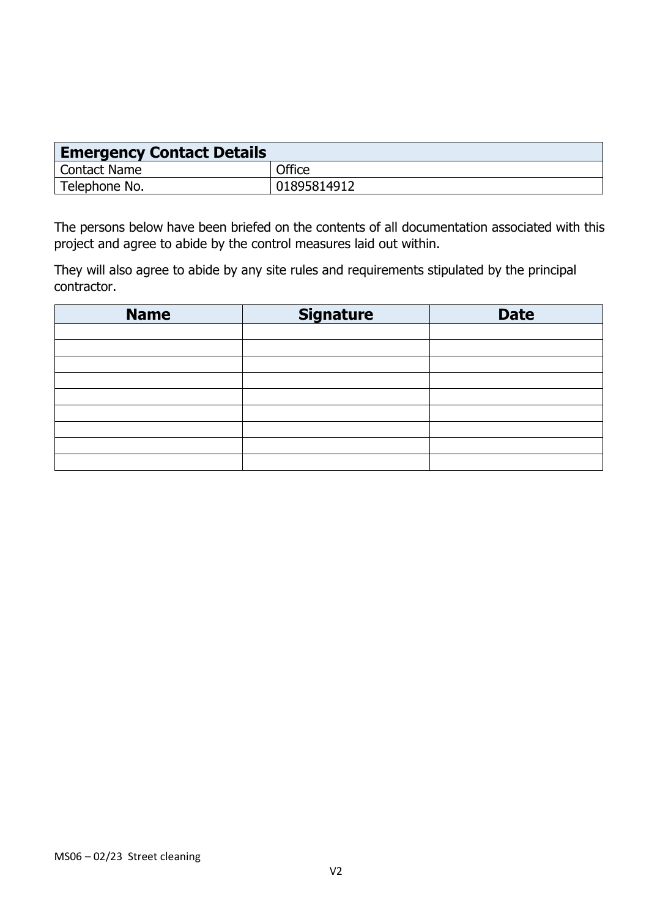| Emergency Contact Details | |
|---|---|
| Contact Name | Office |
| Telephone No. | 01895814912 |

The persons below have been briefed on the contents of all documentation associated with this project and agree to abide by the control measures laid out within.

They will also agree to abide by any site rules and requirements stipulated by the principal contractor.

| Name | Signature | Date |
|---|---|---|
| | | |
| | | |
| | | |
| | | |
| | | |
| | | |
| | | |
| | | |
| | | |